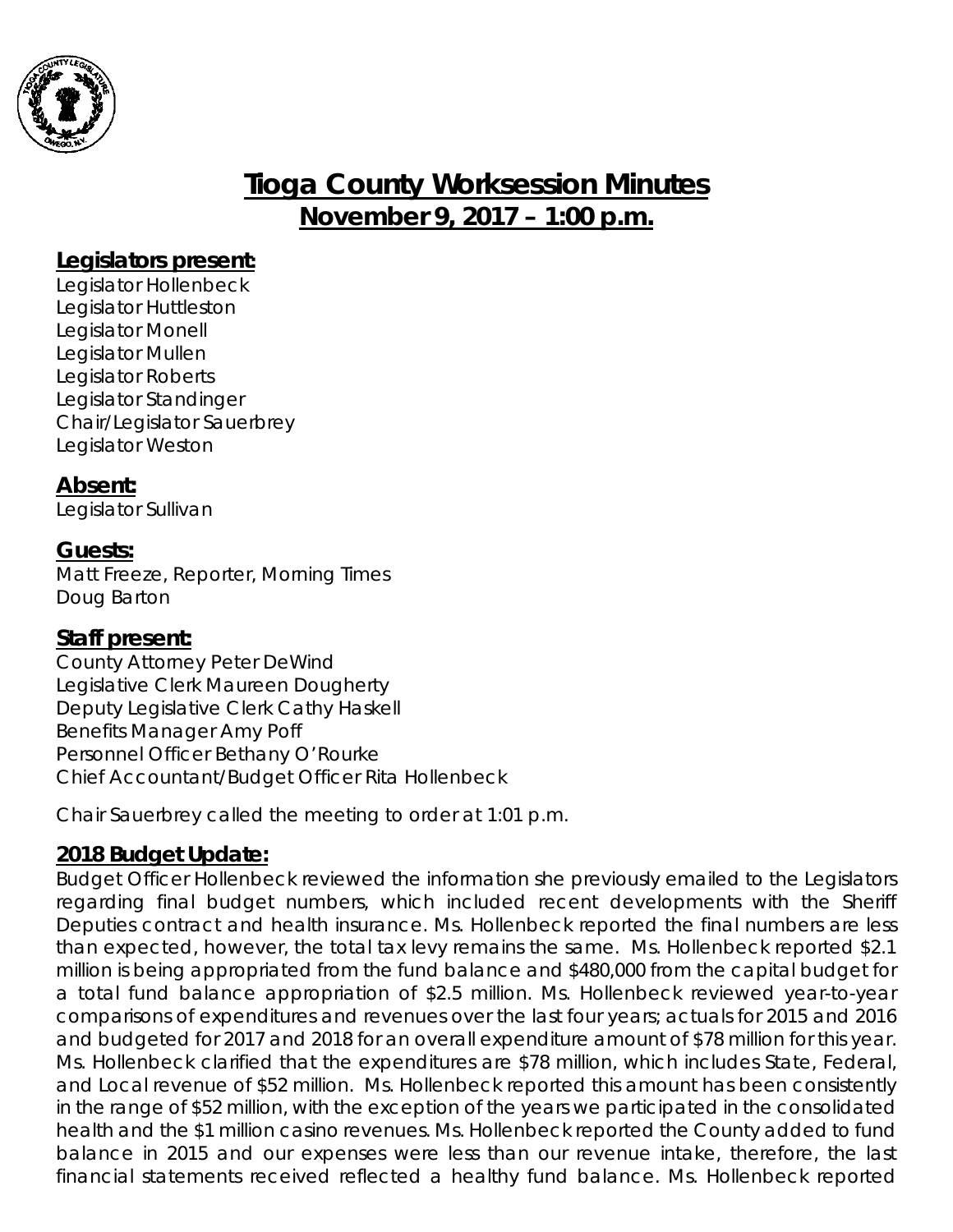# Tioga County Worksession Minutes
## November 9, 2017 – 1:00 p.m.

### Legislators present:

Legislator Hollenbeck
Legislator Huttleston
Legislator Monell
Legislator Mullen
Legislator Roberts
Legislator Standinger
Chair/Legislator Sauerbrey
Legislator Weston

### Absent:

Legislator Sullivan

### Guests:

Matt Freeze, Reporter, Morning Times
Doug Barton

### Staff present:

County Attorney Peter DeWind
Legislative Clerk Maureen Dougherty
Deputy Legislative Clerk Cathy Haskell
Benefits Manager Amy Poff
Personnel Officer Bethany O'Rourke
Chief Accountant/Budget Officer Rita Hollenbeck

Chair Sauerbrey called the meeting to order at 1:01 p.m.

### 2018 Budget Update:

Budget Officer Hollenbeck reviewed the information she previously emailed to the Legislators regarding final budget numbers, which included recent developments with the Sheriff Deputies contract and health insurance. Ms. Hollenbeck reported the final numbers are less than expected, however, the total tax levy remains the same. Ms. Hollenbeck reported $2.1 million is being appropriated from the fund balance and $480,000 from the capital budget for a total fund balance appropriation of $2.5 million. Ms. Hollenbeck reviewed year-to-year comparisons of expenditures and revenues over the last four years; actuals for 2015 and 2016 and budgeted for 2017 and 2018 for an overall expenditure amount of $78 million for this year. Ms. Hollenbeck clarified that the expenditures are $78 million, which includes State, Federal, and Local revenue of $52 million. Ms. Hollenbeck reported this amount has been consistently in the range of $52 million, with the exception of the years we participated in the consolidated health and the $1 million casino revenues. Ms. Hollenbeck reported the County added to fund balance in 2015 and our expenses were less than our revenue intake, therefore, the last financial statements received reflected a healthy fund balance. Ms. Hollenbeck reported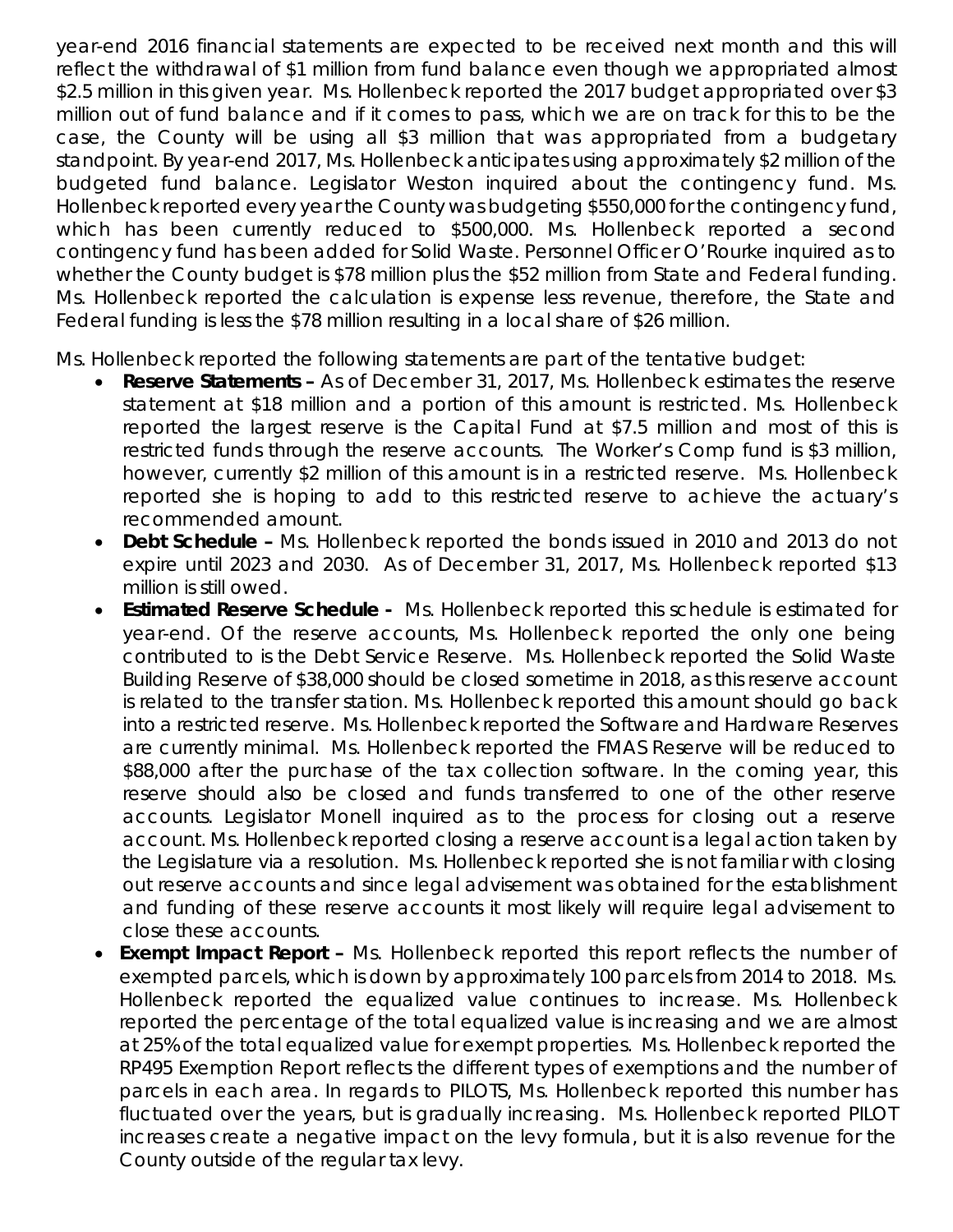year-end 2016 financial statements are expected to be received next month and this will reflect the withdrawal of $1 million from fund balance even though we appropriated almost $2.5 million in this given year. Ms. Hollenbeck reported the 2017 budget appropriated over $3 million out of fund balance and if it comes to pass, which we are on track for this to be the case, the County will be using all $3 million that was appropriated from a budgetary standpoint. By year-end 2017, Ms. Hollenbeck anticipates using approximately $2 million of the budgeted fund balance. Legislator Weston inquired about the contingency fund. Ms. Hollenbeck reported every year the County was budgeting $550,000 for the contingency fund, which has been currently reduced to $500,000. Ms. Hollenbeck reported a second contingency fund has been added for Solid Waste. Personnel Officer O'Rourke inquired as to whether the County budget is $78 million plus the $52 million from State and Federal funding. Ms. Hollenbeck reported the calculation is expense less revenue, therefore, the State and Federal funding is less the $78 million resulting in a local share of $26 million.

Ms. Hollenbeck reported the following statements are part of the tentative budget:

- **Reserve Statements –** As of December 31, 2017, Ms. Hollenbeck estimates the reserve statement at $18 million and a portion of this amount is restricted. Ms. Hollenbeck reported the largest reserve is the Capital Fund at $7.5 million and most of this is restricted funds through the reserve accounts. The Worker's Comp fund is $3 million, however, currently $2 million of this amount is in a restricted reserve. Ms. Hollenbeck reported she is hoping to add to this restricted reserve to achieve the actuary's recommended amount.
- **Debt Schedule –** Ms. Hollenbeck reported the bonds issued in 2010 and 2013 do not expire until 2023 and 2030. As of December 31, 2017, Ms. Hollenbeck reported $13 million is still owed.
- **Estimated Reserve Schedule -** Ms. Hollenbeck reported this schedule is estimated for year-end. Of the reserve accounts, Ms. Hollenbeck reported the only one being contributed to is the Debt Service Reserve. Ms. Hollenbeck reported the Solid Waste Building Reserve of $38,000 should be closed sometime in 2018, as this reserve account is related to the transfer station. Ms. Hollenbeck reported this amount should go back into a restricted reserve. Ms. Hollenbeck reported the Software and Hardware Reserves are currently minimal. Ms. Hollenbeck reported the FMAS Reserve will be reduced to $88,000 after the purchase of the tax collection software. In the coming year, this reserve should also be closed and funds transferred to one of the other reserve accounts. Legislator Monell inquired as to the process for closing out a reserve account. Ms. Hollenbeck reported closing a reserve account is a legal action taken by the Legislature via a resolution. Ms. Hollenbeck reported she is not familiar with closing out reserve accounts and since legal advisement was obtained for the establishment and funding of these reserve accounts it most likely will require legal advisement to close these accounts.
- **Exempt Impact Report –** Ms. Hollenbeck reported this report reflects the number of exempted parcels, which is down by approximately 100 parcels from 2014 to 2018. Ms. Hollenbeck reported the equalized value continues to increase. Ms. Hollenbeck reported the percentage of the total equalized value is increasing and we are almost at 25% of the total equalized value for exempt properties. Ms. Hollenbeck reported the RP495 Exemption Report reflects the different types of exemptions and the number of parcels in each area. In regards to PILOTS, Ms. Hollenbeck reported this number has fluctuated over the years, but is gradually increasing. Ms. Hollenbeck reported PILOT increases create a negative impact on the levy formula, but it is also revenue for the County outside of the regular tax levy.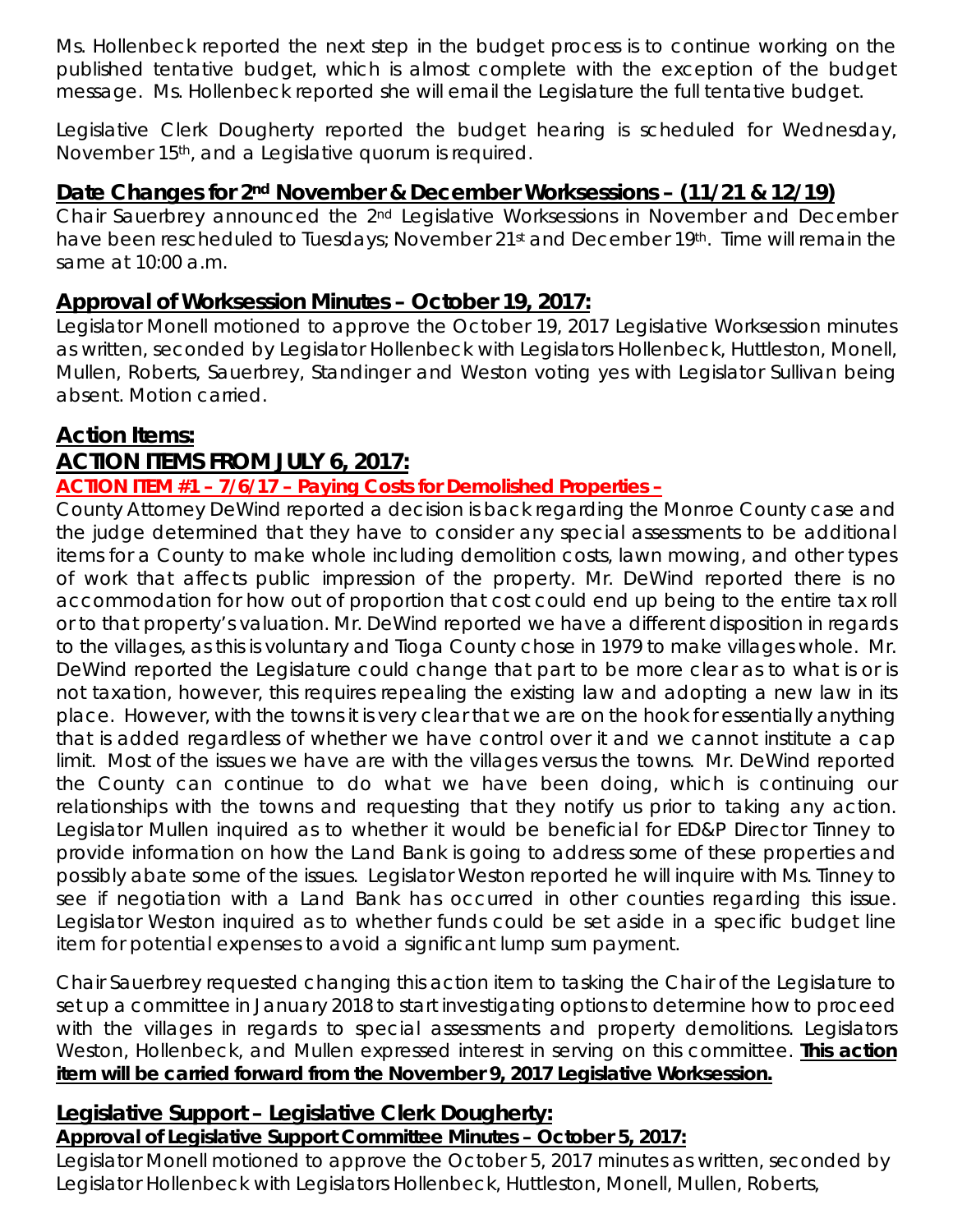Ms. Hollenbeck reported the next step in the budget process is to continue working on the published tentative budget, which is almost complete with the exception of the budget message. Ms. Hollenbeck reported she will email the Legislature the full tentative budget.

Legislative Clerk Dougherty reported the budget hearing is scheduled for Wednesday, November 15th, and a Legislative quorum is required.

## Date Changes for 2nd November & December Worksessions – (11/21 & 12/19)

Chair Sauerbrey announced the 2nd Legislative Worksessions in November and December have been rescheduled to Tuesdays; November 21st and December 19th. Time will remain the same at 10:00 a.m.

## Approval of Worksession Minutes – October 19, 2017:

Legislator Monell motioned to approve the October 19, 2017 Legislative Worksession minutes as written, seconded by Legislator Hollenbeck with Legislators Hollenbeck, Huttleston, Monell, Mullen, Roberts, Sauerbrey, Standinger and Weston voting yes with Legislator Sullivan being absent. Motion carried.

## Action Items:

## ACTION ITEMS FROM JULY 6, 2017:

### ACTION ITEM #1 – 7/6/17 – Paying Costs for Demolished Properties –

County Attorney DeWind reported a decision is back regarding the Monroe County case and the judge determined that they have to consider any special assessments to be additional items for a County to make whole including demolition costs, lawn mowing, and other types of work that affects public impression of the property. Mr. DeWind reported there is no accommodation for how out of proportion that cost could end up being to the entire tax roll or to that property's valuation. Mr. DeWind reported we have a different disposition in regards to the villages, as this is voluntary and Tioga County chose in 1979 to make villages whole. Mr. DeWind reported the Legislature could change that part to be more clear as to what is or is not taxation, however, this requires repealing the existing law and adopting a new law in its place. However, with the towns it is very clear that we are on the hook for essentially anything that is added regardless of whether we have control over it and we cannot institute a cap limit. Most of the issues we have are with the villages versus the towns. Mr. DeWind reported the County can continue to do what we have been doing, which is continuing our relationships with the towns and requesting that they notify us prior to taking any action. Legislator Mullen inquired as to whether it would be beneficial for ED&P Director Tinney to provide information on how the Land Bank is going to address some of these properties and possibly abate some of the issues. Legislator Weston reported he will inquire with Ms. Tinney to see if negotiation with a Land Bank has occurred in other counties regarding this issue. Legislator Weston inquired as to whether funds could be set aside in a specific budget line item for potential expenses to avoid a significant lump sum payment.

Chair Sauerbrey requested changing this action item to tasking the Chair of the Legislature to set up a committee in January 2018 to start investigating options to determine how to proceed with the villages in regards to special assessments and property demolitions. Legislators Weston, Hollenbeck, and Mullen expressed interest in serving on this committee. **This action item will be carried forward from the November 9, 2017 Legislative Worksession.**

## Legislative Support – Legislative Clerk Dougherty:

### Approval of Legislative Support Committee Minutes – October 5, 2017:

Legislator Monell motioned to approve the October 5, 2017 minutes as written, seconded by Legislator Hollenbeck with Legislators Hollenbeck, Huttleston, Monell, Mullen, Roberts,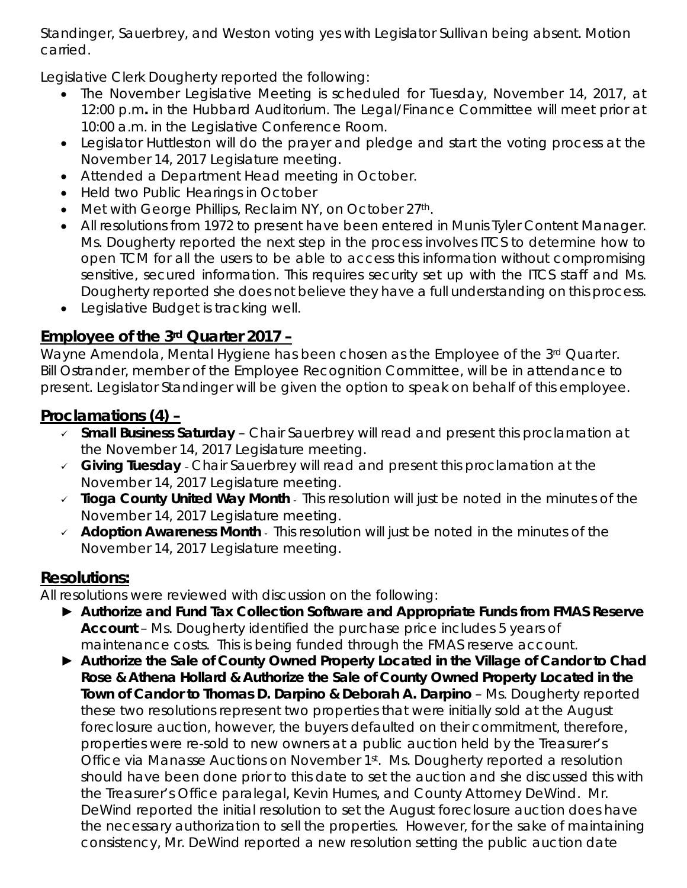Standinger, Sauerbrey, and Weston voting yes with Legislator Sullivan being absent. Motion carried.

Legislative Clerk Dougherty reported the following:

- The November Legislative Meeting is scheduled for Tuesday, November 14, 2017, at 12:00 p.m**.** in the Hubbard Auditorium. The Legal/Finance Committee will meet prior at 10:00 a.m. in the Legislative Conference Room.
- Legislator Huttleston will do the prayer and pledge and start the voting process at the November 14, 2017 Legislature meeting.
- Attended a Department Head meeting in October.
- Held two Public Hearings in October
- Met with George Phillips, Reclaim NY, on October 27th.
- All resolutions from 1972 to present have been entered in Munis Tyler Content Manager. Ms. Dougherty reported the next step in the process involves ITCS to determine how to open TCM for all the users to be able to access this information without compromising sensitive, secured information. This requires security set up with the ITCS staff and Ms. Dougherty reported she does not believe they have a full understanding on this process.
- Legislative Budget is tracking well.

## Employee of the 3rd Quarter 2017 –

Wayne Amendola, Mental Hygiene has been chosen as the Employee of the 3rd Quarter. Bill Ostrander, member of the Employee Recognition Committee, will be in attendance to present. Legislator Standinger will be given the option to speak on behalf of this employee.

## Proclamations (4) –

- ✓ **Small Business Saturday** – Chair Sauerbrey will read and present this proclamation at the November 14, 2017 Legislature meeting.
- ✓ **Giving Tuesday** – Chair Sauerbrey will read and present this proclamation at the November 14, 2017 Legislature meeting.
- ✓ **Tioga County United Way Month** - This resolution will just be noted in the minutes of the November 14, 2017 Legislature meeting.
- ✓ **Adoption Awareness Month** - This resolution will just be noted in the minutes of the November 14, 2017 Legislature meeting.

## Resolutions:

All resolutions were reviewed with discussion on the following:

- ► **Authorize and Fund Tax Collection Software and Appropriate Funds from FMAS Reserve Account** – Ms. Dougherty identified the purchase price includes 5 years of maintenance costs. This is being funded through the FMAS reserve account.
- ► **Authorize the Sale of County Owned Property Located in the Village of Candor to Chad Rose & Athena Hollard & Authorize the Sale of County Owned Property Located in the Town of Candor to Thomas D. Darpino & Deborah A. Darpino** – Ms. Dougherty reported these two resolutions represent two properties that were initially sold at the August foreclosure auction, however, the buyers defaulted on their commitment, therefore, properties were re-sold to new owners at a public auction held by the Treasurer's Office via Manasse Auctions on November 1st. Ms. Dougherty reported a resolution should have been done prior to this date to set the auction and she discussed this with the Treasurer's Office paralegal, Kevin Humes, and County Attorney DeWind. Mr. DeWind reported the initial resolution to set the August foreclosure auction does have the necessary authorization to sell the properties. However, for the sake of maintaining consistency, Mr. DeWind reported a new resolution setting the public auction date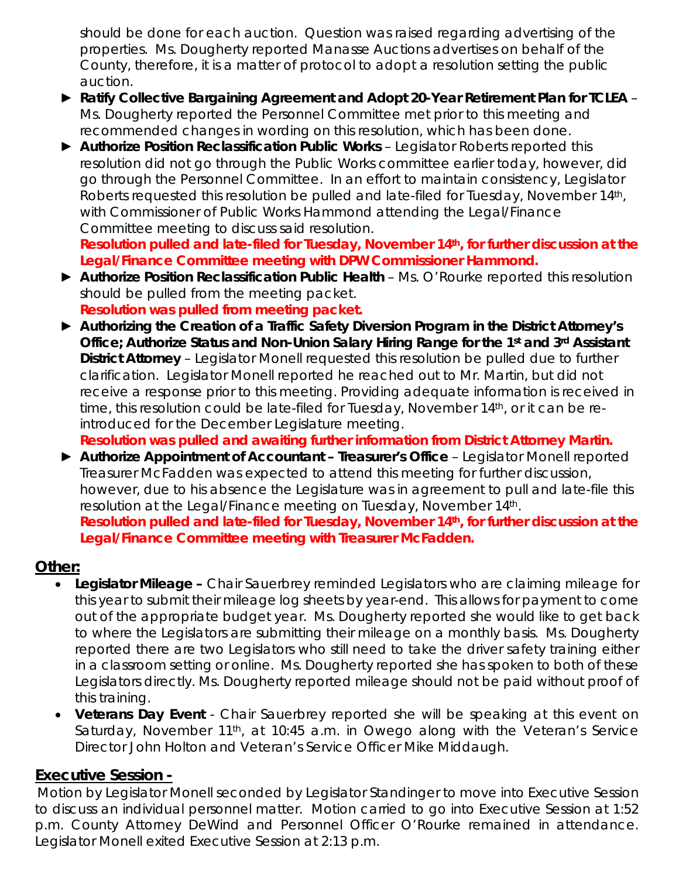should be done for each auction. Question was raised regarding advertising of the properties. Ms. Dougherty reported Manasse Auctions advertises on behalf of the County, therefore, it is a matter of protocol to adopt a resolution setting the public auction.

- ► **Ratify Collective Bargaining Agreement and Adopt 20-Year Retirement Plan for TCLEA** – Ms. Dougherty reported the Personnel Committee met prior to this meeting and recommended changes in wording on this resolution, which has been done.
- ► **Authorize Position Reclassification Public Works** – Legislator Roberts reported this resolution did not go through the Public Works committee earlier today, however, did go through the Personnel Committee. In an effort to maintain consistency, Legislator Roberts requested this resolution be pulled and late-filed for Tuesday, November 14th, with Commissioner of Public Works Hammond attending the Legal/Finance Committee meeting to discuss said resolution.
  **Resolution pulled and late-filed for Tuesday, November 14th, for further discussion at the Legal/Finance Committee meeting with DPW Commissioner Hammond.**
- ► **Authorize Position Reclassification Public Health** – Ms. O'Rourke reported this resolution should be pulled from the meeting packet.
  **Resolution was pulled from meeting packet.**
- ► **Authorizing the Creation of a Traffic Safety Diversion Program in the District Attorney's Office; Authorize Status and Non-Union Salary Hiring Range for the 1st and 3rd Assistant District Attorney** – Legislator Monell requested this resolution be pulled due to further clarification. Legislator Monell reported he reached out to Mr. Martin, but did not receive a response prior to this meeting. Providing adequate information is received in time, this resolution could be late-filed for Tuesday, November 14th, or it can be re-introduced for the December Legislature meeting.
  **Resolution was pulled and awaiting further information from District Attorney Martin.**
- ► **Authorize Appointment of Accountant – Treasurer's Office** – Legislator Monell reported Treasurer McFadden was expected to attend this meeting for further discussion, however, due to his absence the Legislature was in agreement to pull and late-file this resolution at the Legal/Finance meeting on Tuesday, November 14th.
  **Resolution pulled and late-filed for Tuesday, November 14th, for further discussion at the Legal/Finance Committee meeting with Treasurer McFadden.**

## Other:

- **Legislator Mileage –** Chair Sauerbrey reminded Legislators who are claiming mileage for this year to submit their mileage log sheets by year-end. This allows for payment to come out of the appropriate budget year. Ms. Dougherty reported she would like to get back to where the Legislators are submitting their mileage on a monthly basis. Ms. Dougherty reported there are two Legislators who still need to take the driver safety training either in a classroom setting or online. Ms. Dougherty reported she has spoken to both of these Legislators directly. Ms. Dougherty reported mileage should not be paid without proof of this training.
- **Veterans Day Event** - Chair Sauerbrey reported she will be speaking at this event on Saturday, November 11th, at 10:45 a.m. in Owego along with the Veteran's Service Director John Holton and Veteran's Service Officer Mike Middaugh.

## Executive Session -

Motion by Legislator Monell seconded by Legislator Standinger to move into Executive Session to discuss an individual personnel matter. Motion carried to go into Executive Session at 1:52 p.m. County Attorney DeWind and Personnel Officer O'Rourke remained in attendance. Legislator Monell exited Executive Session at 2:13 p.m.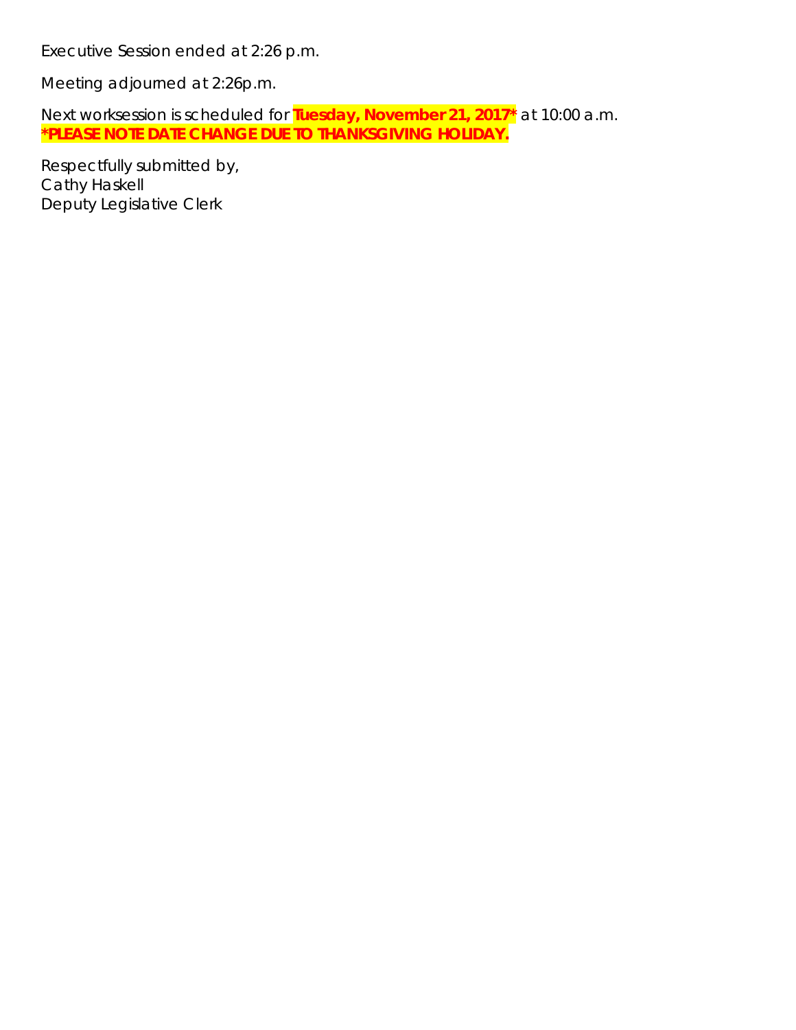Executive Session ended at 2:26 p.m.

Meeting adjourned at 2:26p.m.

Next worksession is scheduled for **Tuesday, November 21, 2017*** at 10:00 a.m.
***PLEASE NOTE DATE CHANGE DUE TO THANKSGIVING HOLIDAY.**

Respectfully submitted by,
Cathy Haskell
Deputy Legislative Clerk